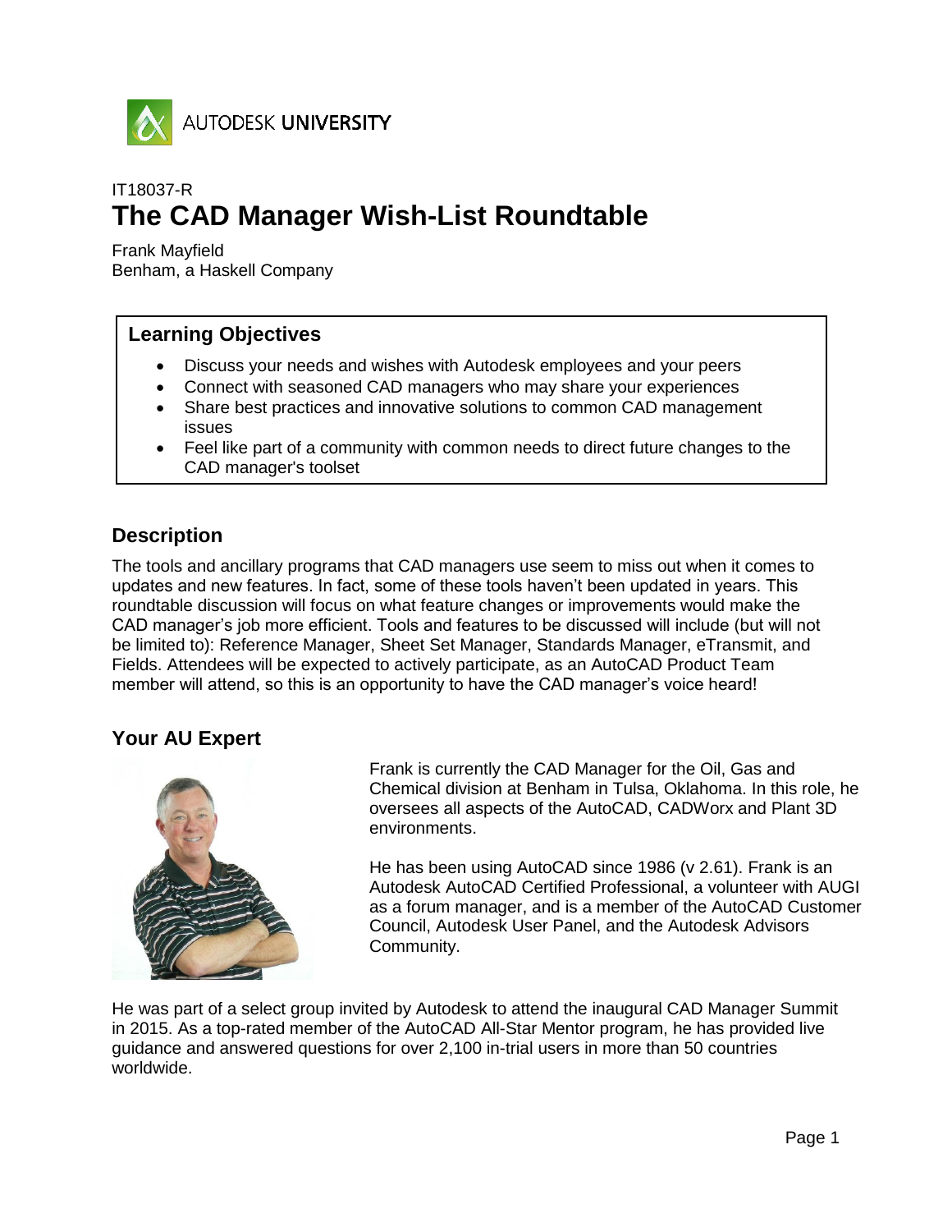AUTODESK UNIVERSITY

IT18037-R

# The CAD Manager Wish-List Roundtable

Frank Mayfield
Benham, a Haskell Company

## Learning Objectives

- Discuss your needs and wishes with Autodesk employees and your peers
- Connect with seasoned CAD managers who may share your experiences
- Share best practices and innovative solutions to common CAD management issues
- Feel like part of a community with common needs to direct future changes to the CAD manager's toolset

## Description

The tools and ancillary programs that CAD managers use seem to miss out when it comes to updates and new features. In fact, some of these tools haven't been updated in years. This roundtable discussion will focus on what feature changes or improvements would make the CAD manager's job more efficient. Tools and features to be discussed will include (but will not be limited to): Reference Manager, Sheet Set Manager, Standards Manager, eTransmit, and Fields. Attendees will be expected to actively participate, as an AutoCAD Product Team member will attend, so this is an opportunity to have the CAD manager's voice heard!

## Your AU Expert

Frank is currently the CAD Manager for the Oil, Gas and Chemical division at Benham in Tulsa, Oklahoma. In this role, he oversees all aspects of the AutoCAD, CADWorx and Plant 3D environments.

He has been using AutoCAD since 1986 (v 2.61). Frank is an Autodesk AutoCAD Certified Professional, a volunteer with AUGI as a forum manager, and is a member of the AutoCAD Customer Council, Autodesk User Panel, and the Autodesk Advisors Community.

He was part of a select group invited by Autodesk to attend the inaugural CAD Manager Summit in 2015. As a top-rated member of the AutoCAD All-Star Mentor program, he has provided live guidance and answered questions for over 2,100 in-trial users in more than 50 countries worldwide.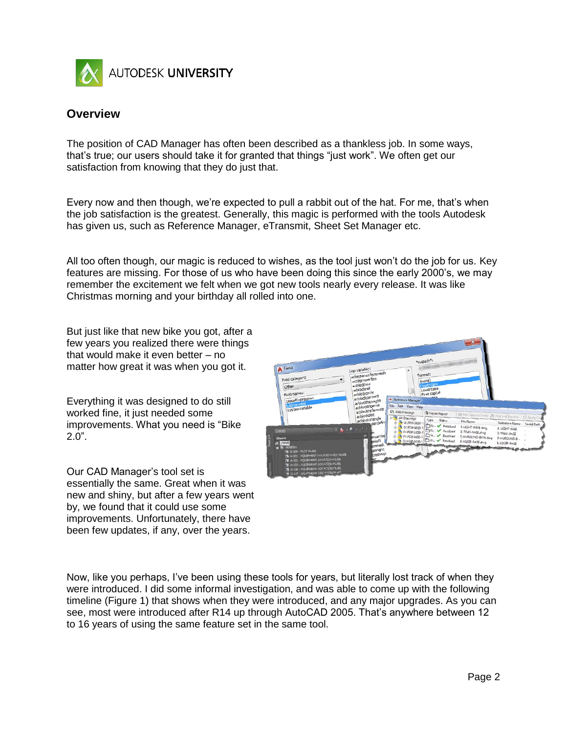## Overview

The position of CAD Manager has often been described as a thankless job. In some ways, that's true; our users should take it for granted that things "just work". We often get our satisfaction from knowing that they do just that.

Every now and then though, we're expected to pull a rabbit out of the hat. For me, that's when the job satisfaction is the greatest. Generally, this magic is performed with the tools Autodesk has given us, such as Reference Manager, eTransmit, Sheet Set Manager etc.

All too often though, our magic is reduced to wishes, as the tool just won't do the job for us. Key features are missing. For those of us who have been doing this since the early 2000's, we may remember the excitement we felt when we got new tools nearly every release. It was like Christmas morning and your birthday all rolled into one.

But just like that new bike you got, after a few years you realized there were things that would make it even better – no matter how great it was when you got it.

Everything it was designed to do still worked fine, it just needed some improvements. What you need is "Bike 2.0".

Our CAD Manager's tool set is essentially the same. Great when it was new and shiny, but after a few years went by, we found that it could use some improvements. Unfortunately, there have been few updates, if any, over the years.

Now, like you perhaps, I've been using these tools for years, but literally lost track of when they were introduced. I did some informal investigation, and was able to come up with the following timeline (Figure 1) that shows when they were introduced, and any major upgrades. As you can see, most were introduced after R14 up through AutoCAD 2005. That's anywhere between 12 to 16 years of using the same feature set in the same tool.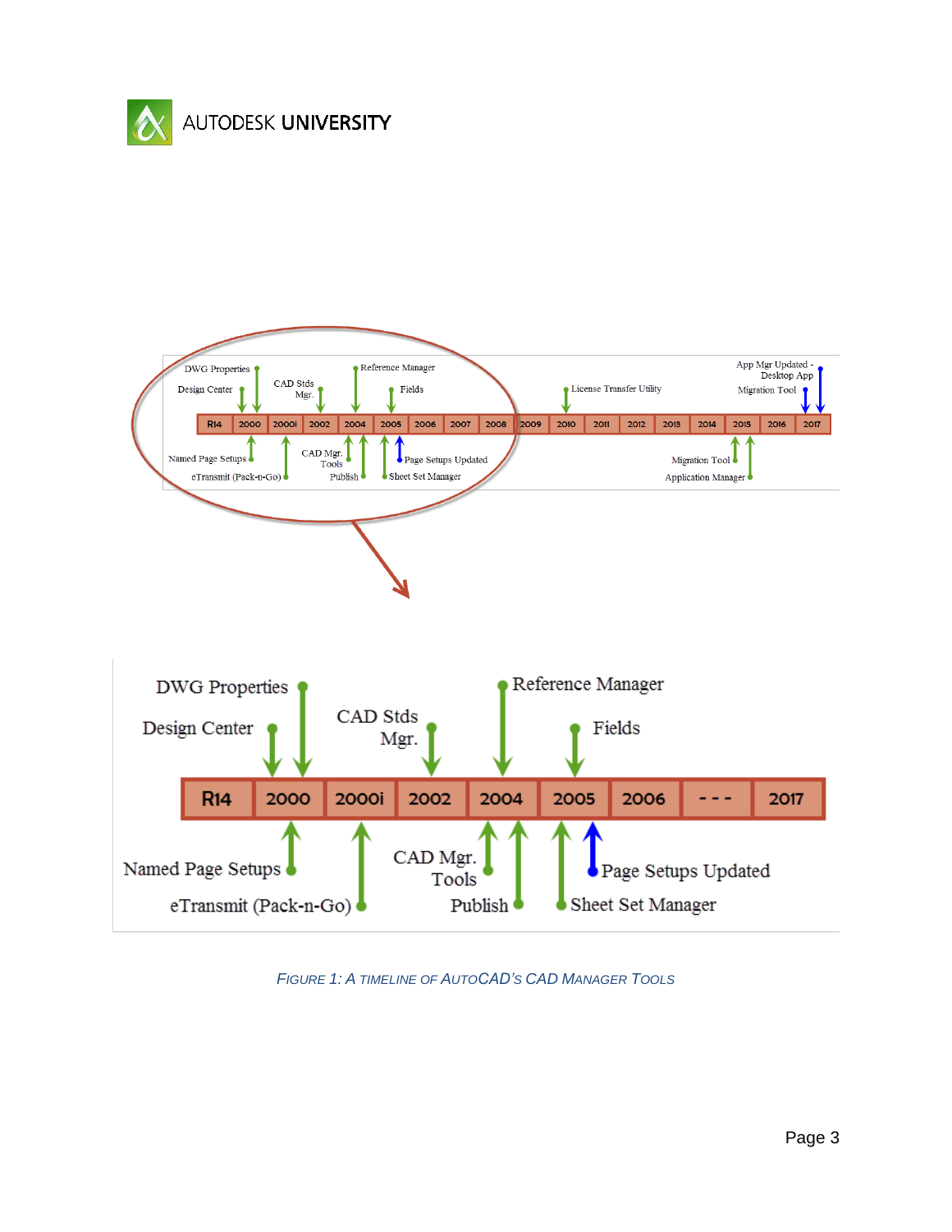FIGURE 1: A TIMELINE OF AUTOCAD'S CAD MANAGER TOOLS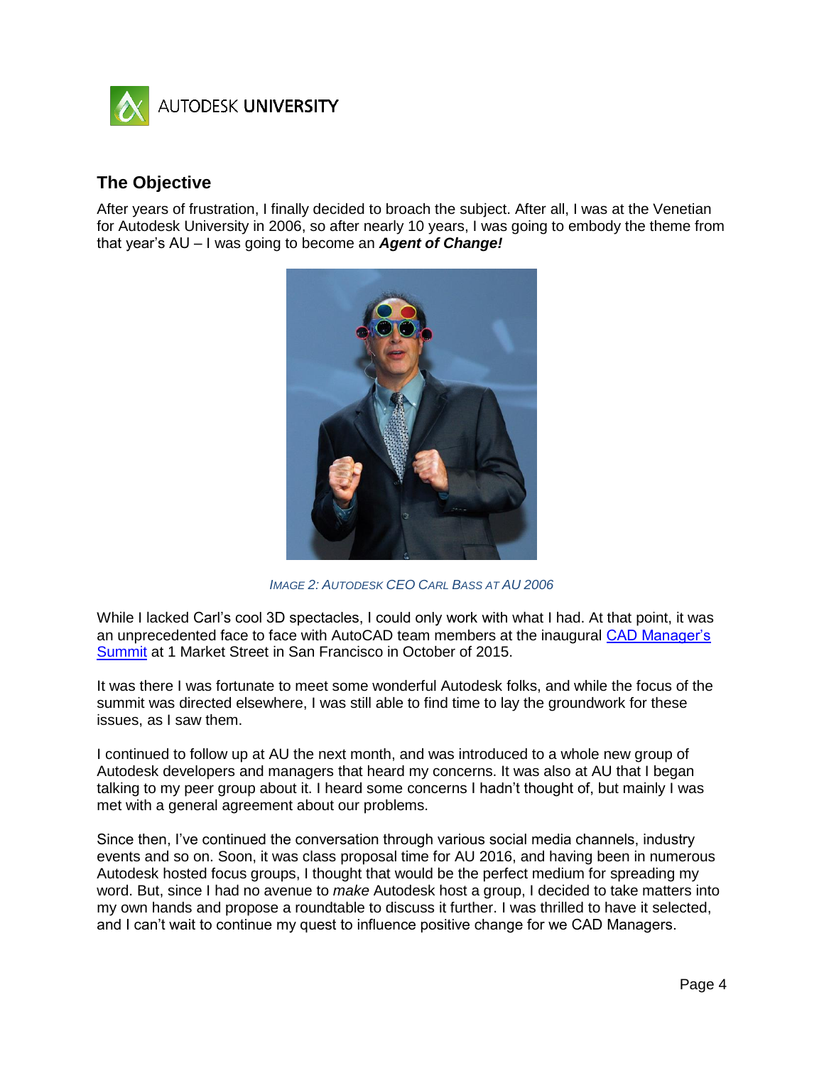## The Objective

After years of frustration, I finally decided to broach the subject. After all, I was at the Venetian for Autodesk University in 2006, so after nearly 10 years, I was going to embody the theme from that year's AU – I was going to become an ***Agent of Change!***

*Image 2: Autodesk CEO Carl Bass at AU 2006*

While I lacked Carl's cool 3D spectacles, I could only work with what I had. At that point, it was an unprecedented face to face with AutoCAD team members at the inaugural [CAD Manager's Summit]() at 1 Market Street in San Francisco in October of 2015.

It was there I was fortunate to meet some wonderful Autodesk folks, and while the focus of the summit was directed elsewhere, I was still able to find time to lay the groundwork for these issues, as I saw them.

I continued to follow up at AU the next month, and was introduced to a whole new group of Autodesk developers and managers that heard my concerns. It was also at AU that I began talking to my peer group about it. I heard some concerns I hadn't thought of, but mainly I was met with a general agreement about our problems.

Since then, I've continued the conversation through various social media channels, industry events and so on. Soon, it was class proposal time for AU 2016, and having been in numerous Autodesk hosted focus groups, I thought that would be the perfect medium for spreading my word. But, since I had no avenue to *make* Autodesk host a group, I decided to take matters into my own hands and propose a roundtable to discuss it further. I was thrilled to have it selected, and I can't wait to continue my quest to influence positive change for we CAD Managers.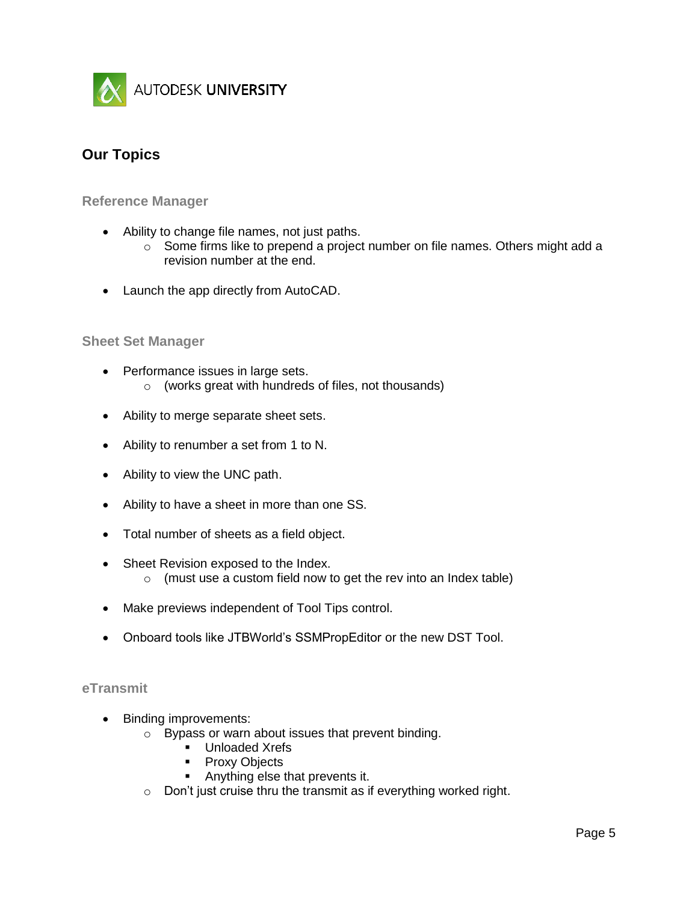## Our Topics

### Reference Manager

- Ability to change file names, not just paths.
    - Some firms like to prepend a project number on file names. Others might add a revision number at the end.
- Launch the app directly from AutoCAD.

### Sheet Set Manager

- Performance issues in large sets.
    - (works great with hundreds of files, not thousands)
- Ability to merge separate sheet sets.
- Ability to renumber a set from 1 to N.
- Ability to view the UNC path.
- Ability to have a sheet in more than one SS.
- Total number of sheets as a field object.
- Sheet Revision exposed to the Index.
    - (must use a custom field now to get the rev into an Index table)
- Make previews independent of Tool Tips control.
- Onboard tools like JTBWorld's SSMPropEditor or the new DST Tool.

### eTransmit

- Binding improvements:
    - Bypass or warn about issues that prevent binding.
        - Unloaded Xrefs
        - Proxy Objects
        - Anything else that prevents it.
    - Don't just cruise thru the transmit as if everything worked right.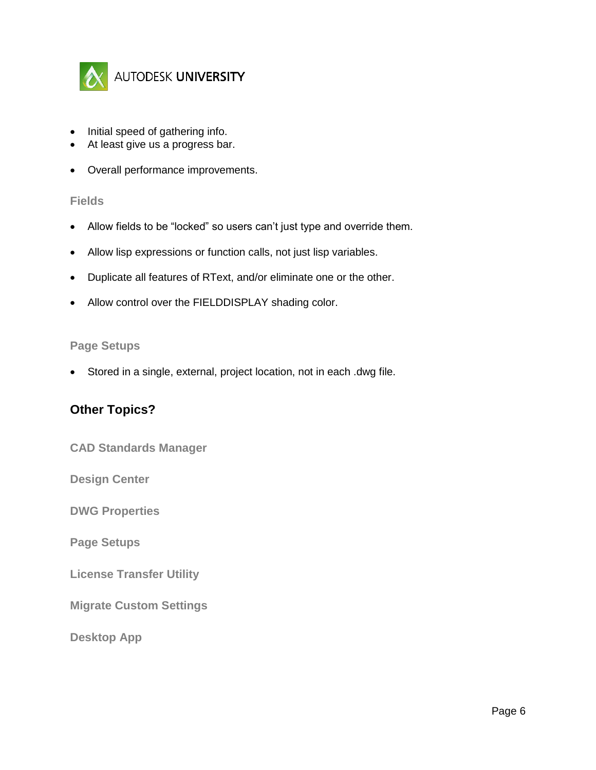- Initial speed of gathering info.
- At least give us a progress bar.

- Overall performance improvements.

### Fields

- Allow fields to be "locked" so users can't just type and override them.

- Allow lisp expressions or function calls, not just lisp variables.

- Duplicate all features of RText, and/or eliminate one or the other.

- Allow control over the FIELDDISPLAY shading color.

### Page Setups

- Stored in a single, external, project location, not in each .dwg file.

## Other Topics?

### CAD Standards Manager

### Design Center

### DWG Properties

### Page Setups

### License Transfer Utility

### Migrate Custom Settings

### Desktop App